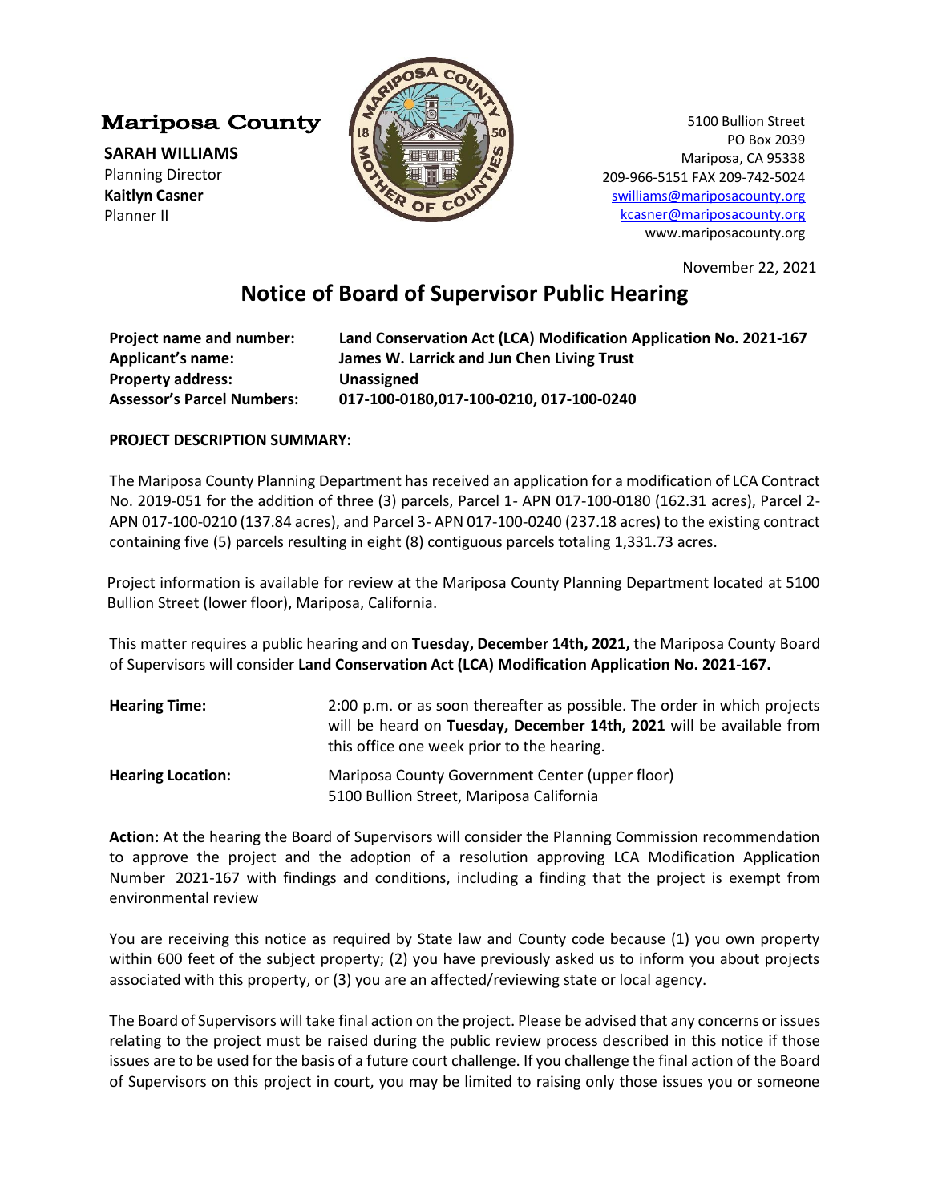# Mariposa County

**SARAH WILLIAMS**
Planning Director
**Kaitlyn Casner**
Planner II

5100 Bullion Street
PO Box 2039
Mariposa, CA 95338
209-966-5151 FAX 209-742-5024
swilliams@mariposacounty.org
kcasner@mariposacounty.org
www.mariposacounty.org

November 22, 2021

## Notice of Board of Supervisor Public Hearing

| | |
|---|---|
| **Project name and number:** | **Land Conservation Act (LCA) Modification Application No. 2021-167** |
| **Applicant's name:** | **James W. Larrick and Jun Chen Living Trust** |
| **Property address:** | **Unassigned** |
| **Assessor's Parcel Numbers:** | **017-100-0180,017-100-0210, 017-100-0240** |

**PROJECT DESCRIPTION SUMMARY:**

The Mariposa County Planning Department has received an application for a modification of LCA Contract No. 2019-051 for the addition of three (3) parcels, Parcel 1- APN 017-100-0180 (162.31 acres), Parcel 2- APN 017-100-0210 (137.84 acres), and Parcel 3- APN 017-100-0240 (237.18 acres) to the existing contract containing five (5) parcels resulting in eight (8) contiguous parcels totaling 1,331.73 acres.

Project information is available for review at the Mariposa County Planning Department located at 5100 Bullion Street (lower floor), Mariposa, California.

This matter requires a public hearing and on **Tuesday, December 14th, 2021,** the Mariposa County Board of Supervisors will consider **Land Conservation Act (LCA) Modification Application No. 2021-167.**

| | |
|---|---|
| **Hearing Time:** | 2:00 p.m. or as soon thereafter as possible. The order in which projects will be heard on **Tuesday, December 14th, 2021** will be available from this office one week prior to the hearing. |
| **Hearing Location:** | Mariposa County Government Center (upper floor) 5100 Bullion Street, Mariposa California |

**Action:** At the hearing the Board of Supervisors will consider the Planning Commission recommendation to approve the project and the adoption of a resolution approving LCA Modification Application Number 2021-167 with findings and conditions, including a finding that the project is exempt from environmental review

You are receiving this notice as required by State law and County code because (1) you own property within 600 feet of the subject property; (2) you have previously asked us to inform you about projects associated with this property, or (3) you are an affected/reviewing state or local agency.

The Board of Supervisors will take final action on the project. Please be advised that any concerns or issues relating to the project must be raised during the public review process described in this notice if those issues are to be used for the basis of a future court challenge. If you challenge the final action of the Board of Supervisors on this project in court, you may be limited to raising only those issues you or someone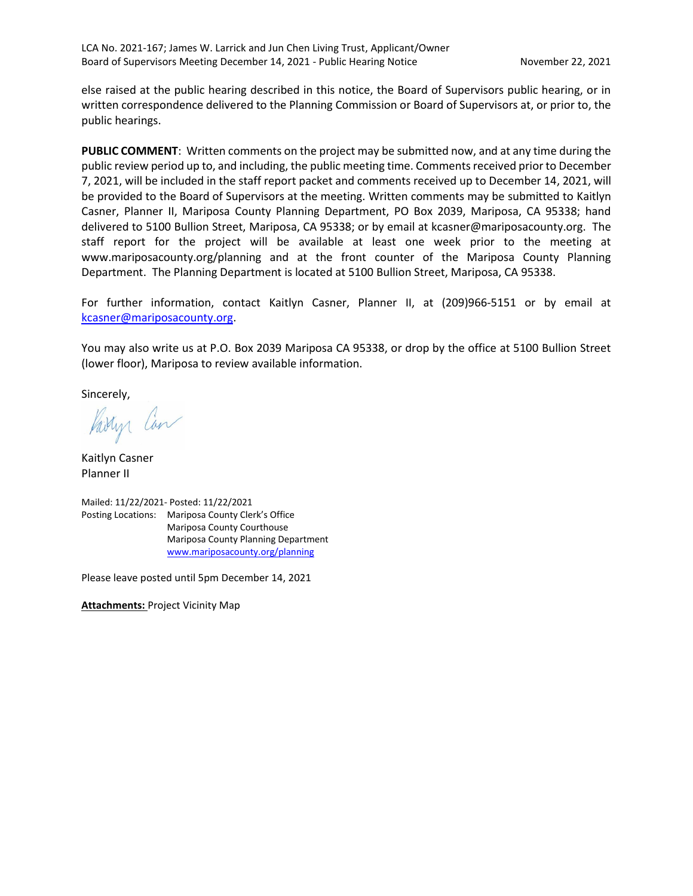else raised at the public hearing described in this notice, the Board of Supervisors public hearing, or in written correspondence delivered to the Planning Commission or Board of Supervisors at, or prior to, the public hearings.

**PUBLIC COMMENT**: Written comments on the project may be submitted now, and at any time during the public review period up to, and including, the public meeting time. Comments received prior to December 7, 2021, will be included in the staff report packet and comments received up to December 14, 2021, will be provided to the Board of Supervisors at the meeting. Written comments may be submitted to Kaitlyn Casner, Planner II, Mariposa County Planning Department, PO Box 2039, Mariposa, CA 95338; hand delivered to 5100 Bullion Street, Mariposa, CA 95338; or by email at kcasner@mariposacounty.org. The staff report for the project will be available at least one week prior to the meeting at www.mariposacounty.org/planning and at the front counter of the Mariposa County Planning Department. The Planning Department is located at 5100 Bullion Street, Mariposa, CA 95338.

For further information, contact Kaitlyn Casner, Planner II, at (209)966-5151 or by email at kcasner@mariposacounty.org.

You may also write us at P.O. Box 2039 Mariposa CA 95338, or drop by the office at 5100 Bullion Street (lower floor), Mariposa to review available information.

Sincerely,

Kaitlyn Casner
Planner II

Mailed: 11/22/2021- Posted: 11/22/2021
Posting Locations: Mariposa County Clerk's Office
Mariposa County Courthouse
Mariposa County Planning Department
www.mariposacounty.org/planning

Please leave posted until 5pm December 14, 2021

**Attachments:** Project Vicinity Map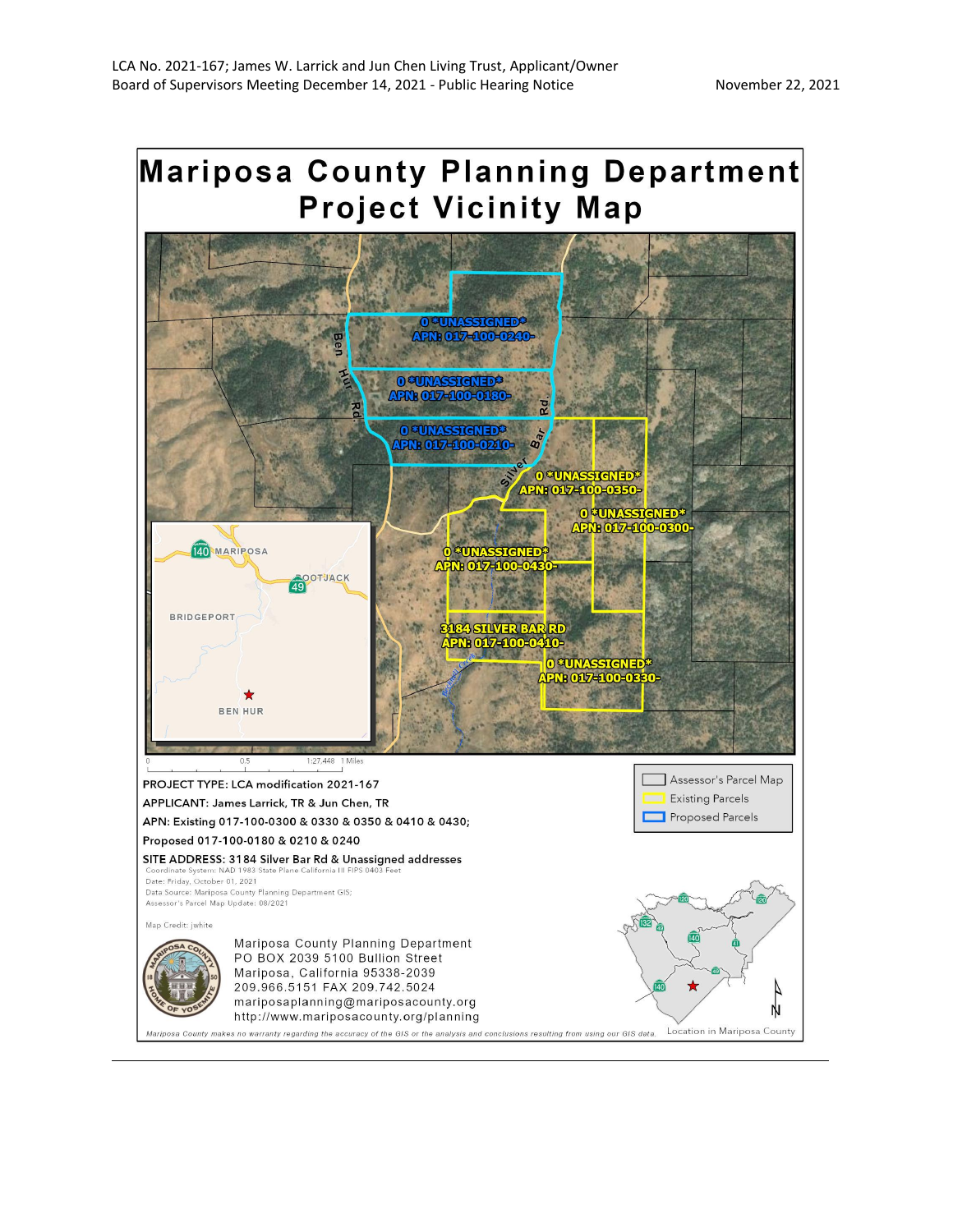LCA No. 2021-167; James W. Larrick and Jun Chen Living Trust, Applicant/Owner
Board of Supervisors Meeting December 14, 2021 - Public Hearing Notice

November 22, 2021

# Mariposa County Planning Department
# Project Vicinity Map

0 *UNASSIGNED*
APN: 017-100-0240-

0 *UNASSIGNED*
APN: 017-100-0180-

0 *UNASSIGNED*
APN: 017-100-0210-

0 *UNASSIGNED*
APN: 017-100-0350-

0 *UNASSIGNED*
APN: 017-100-0300-

0 *UNASSIGNED*
APN: 017-100-0430-

3184 SILVER BAR RD
APN: 017-100-0410-

0 *UNASSIGNED*
APN: 017-100-0330-

Ben Hur Rd.

Silver Bar Rd.

MARIPOSA

BOOTJACK

BRIDGEPORT

BEN HUR

0 0.5 1:27,448 1 Miles

Assessor's Parcel Map

Existing Parcels

Proposed Parcels

PROJECT TYPE: LCA modification 2021-167

APPLICANT: James Larrick, TR & Jun Chen, TR

APN: Existing 017-100-0300 & 0330 & 0350 & 0410 & 0430;

Proposed 017-100-0180 & 0210 & 0240

SITE ADDRESS: 3184 Silver Bar Rd & Unassigned addresses

Coordinate System: NAD 1983 State Plane California III FIPS 0403 Feet
Date: Friday, October 01, 2021
Data Source: Mariposa County Planning Department GIS;
Assessor's Parcel Map Update: 08/2021

Map Credit: jwhite

Mariposa County Planning Department
PO BOX 2039 5100 Bullion Street
Mariposa, California 95338-2039
209.966.5151 FAX 209.742.5024
mariposaplanning@mariposacounty.org
http://www.mariposacounty.org/planning

Location in Mariposa County

*Mariposa County makes no warranty regarding the accuracy of the GIS or the analysis and conclusions resulting from using our GIS data.*